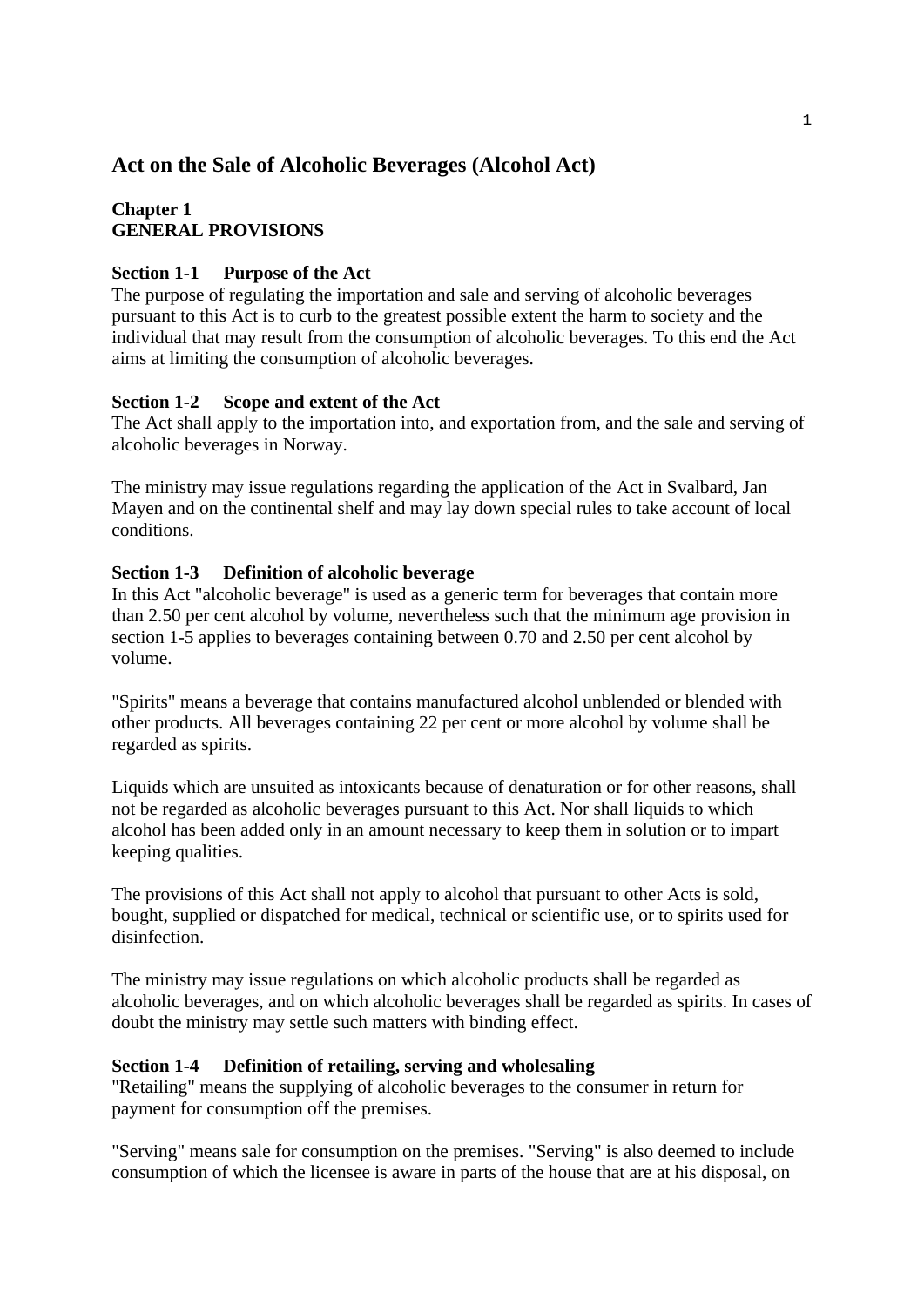# Act on the Sale of Alcoholic Beverages (Alcohol Act)

## Chapter 1
## GENERAL PROVISIONS

### Section 1-1 Purpose of the Act

The purpose of regulating the importation and sale and serving of alcoholic beverages pursuant to this Act is to curb to the greatest possible extent the harm to society and the individual that may result from the consumption of alcoholic beverages. To this end the Act aims at limiting the consumption of alcoholic beverages.

### Section 1-2 Scope and extent of the Act

The Act shall apply to the importation into, and exportation from, and the sale and serving of alcoholic beverages in Norway.

The ministry may issue regulations regarding the application of the Act in Svalbard, Jan Mayen and on the continental shelf and may lay down special rules to take account of local conditions.

### Section 1-3 Definition of alcoholic beverage

In this Act "alcoholic beverage" is used as a generic term for beverages that contain more than 2.50 per cent alcohol by volume, nevertheless such that the minimum age provision in section 1-5 applies to beverages containing between 0.70 and 2.50 per cent alcohol by volume.

"Spirits" means a beverage that contains manufactured alcohol unblended or blended with other products. All beverages containing 22 per cent or more alcohol by volume shall be regarded as spirits.

Liquids which are unsuited as intoxicants because of denaturation or for other reasons, shall not be regarded as alcoholic beverages pursuant to this Act. Nor shall liquids to which alcohol has been added only in an amount necessary to keep them in solution or to impart keeping qualities.

The provisions of this Act shall not apply to alcohol that pursuant to other Acts is sold, bought, supplied or dispatched for medical, technical or scientific use, or to spirits used for disinfection.

The ministry may issue regulations on which alcoholic products shall be regarded as alcoholic beverages, and on which alcoholic beverages shall be regarded as spirits. In cases of doubt the ministry may settle such matters with binding effect.

### Section 1-4 Definition of retailing, serving and wholesaling

"Retailing" means the supplying of alcoholic beverages to the consumer in return for payment for consumption off the premises.

"Serving" means sale for consumption on the premises. "Serving" is also deemed to include consumption of which the licensee is aware in parts of the house that are at his disposal, on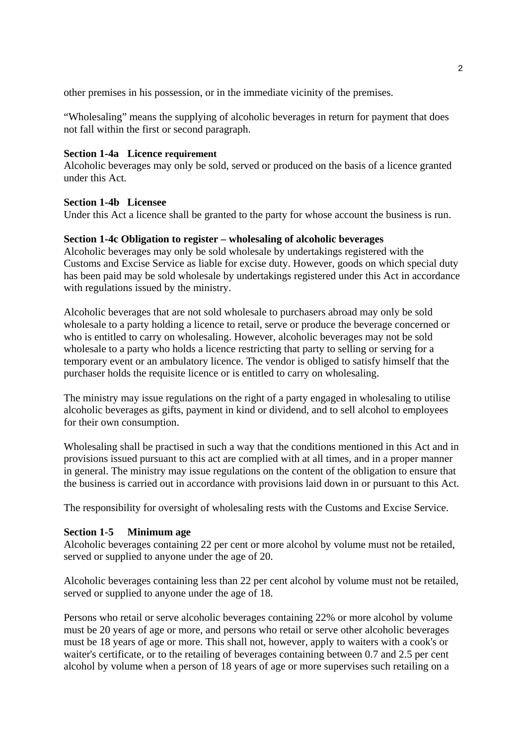other premises in his possession, or in the immediate vicinity of the premises.

"Wholesaling" means the supplying of alcoholic beverages in return for payment that does not fall within the first or second paragraph.

**Section 1-4a Licence requirement**

Alcoholic beverages may only be sold, served or produced on the basis of a licence granted under this Act.

**Section 1-4b Licensee**

Under this Act a licence shall be granted to the party for whose account the business is run.

**Section 1-4c Obligation to register – wholesaling of alcoholic beverages**

Alcoholic beverages may only be sold wholesale by undertakings registered with the Customs and Excise Service as liable for excise duty. However, goods on which special duty has been paid may be sold wholesale by undertakings registered under this Act in accordance with regulations issued by the ministry.

Alcoholic beverages that are not sold wholesale to purchasers abroad may only be sold wholesale to a party holding a licence to retail, serve or produce the beverage concerned or who is entitled to carry on wholesaling. However, alcoholic beverages may not be sold wholesale to a party who holds a licence restricting that party to selling or serving for a temporary event or an ambulatory licence. The vendor is obliged to satisfy himself that the purchaser holds the requisite licence or is entitled to carry on wholesaling.

The ministry may issue regulations on the right of a party engaged in wholesaling to utilise alcoholic beverages as gifts, payment in kind or dividend, and to sell alcohol to employees for their own consumption.

Wholesaling shall be practised in such a way that the conditions mentioned in this Act and in provisions issued pursuant to this act are complied with at all times, and in a proper manner in general. The ministry may issue regulations on the content of the obligation to ensure that the business is carried out in accordance with provisions laid down in or pursuant to this Act.

The responsibility for oversight of wholesaling rests with the Customs and Excise Service.

**Section 1-5 Minimum age**

Alcoholic beverages containing 22 per cent or more alcohol by volume must not be retailed, served or supplied to anyone under the age of 20.

Alcoholic beverages containing less than 22 per cent alcohol by volume must not be retailed, served or supplied to anyone under the age of 18.

Persons who retail or serve alcoholic beverages containing 22% or more alcohol by volume must be 20 years of age or more, and persons who retail or serve other alcoholic beverages must be 18 years of age or more. This shall not, however, apply to waiters with a cook's or waiter's certificate, or to the retailing of beverages containing between 0.7 and 2.5 per cent alcohol by volume when a person of 18 years of age or more supervises such retailing on a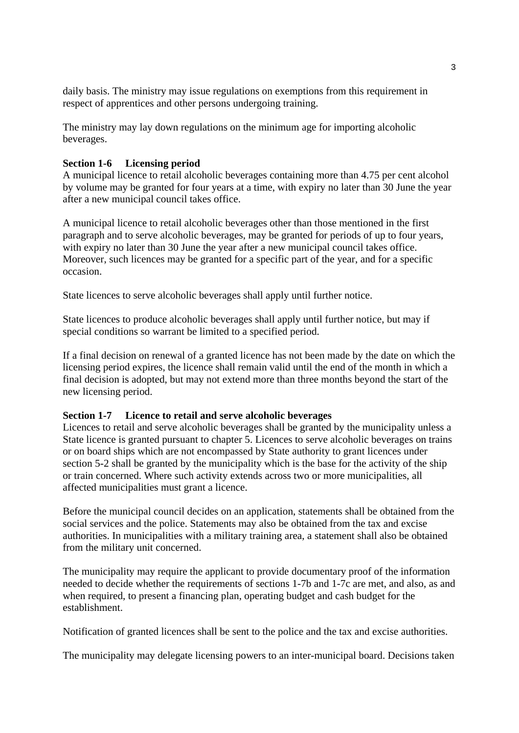daily basis. The ministry may issue regulations on exemptions from this requirement in respect of apprentices and other persons undergoing training.

The ministry may lay down regulations on the minimum age for importing alcoholic beverages.

**Section 1-6 Licensing period**

A municipal licence to retail alcoholic beverages containing more than 4.75 per cent alcohol by volume may be granted for four years at a time, with expiry no later than 30 June the year after a new municipal council takes office.

A municipal licence to retail alcoholic beverages other than those mentioned in the first paragraph and to serve alcoholic beverages, may be granted for periods of up to four years, with expiry no later than 30 June the year after a new municipal council takes office. Moreover, such licences may be granted for a specific part of the year, and for a specific occasion.

State licences to serve alcoholic beverages shall apply until further notice.

State licences to produce alcoholic beverages shall apply until further notice, but may if special conditions so warrant be limited to a specified period.

If a final decision on renewal of a granted licence has not been made by the date on which the licensing period expires, the licence shall remain valid until the end of the month in which a final decision is adopted, but may not extend more than three months beyond the start of the new licensing period.

**Section 1-7 Licence to retail and serve alcoholic beverages**

Licences to retail and serve alcoholic beverages shall be granted by the municipality unless a State licence is granted pursuant to chapter 5. Licences to serve alcoholic beverages on trains or on board ships which are not encompassed by State authority to grant licences under section 5-2 shall be granted by the municipality which is the base for the activity of the ship or train concerned. Where such activity extends across two or more municipalities, all affected municipalities must grant a licence.

Before the municipal council decides on an application, statements shall be obtained from the social services and the police. Statements may also be obtained from the tax and excise authorities. In municipalities with a military training area, a statement shall also be obtained from the military unit concerned.

The municipality may require the applicant to provide documentary proof of the information needed to decide whether the requirements of sections 1-7b and 1-7c are met, and also, as and when required, to present a financing plan, operating budget and cash budget for the establishment.

Notification of granted licences shall be sent to the police and the tax and excise authorities.

The municipality may delegate licensing powers to an inter-municipal board. Decisions taken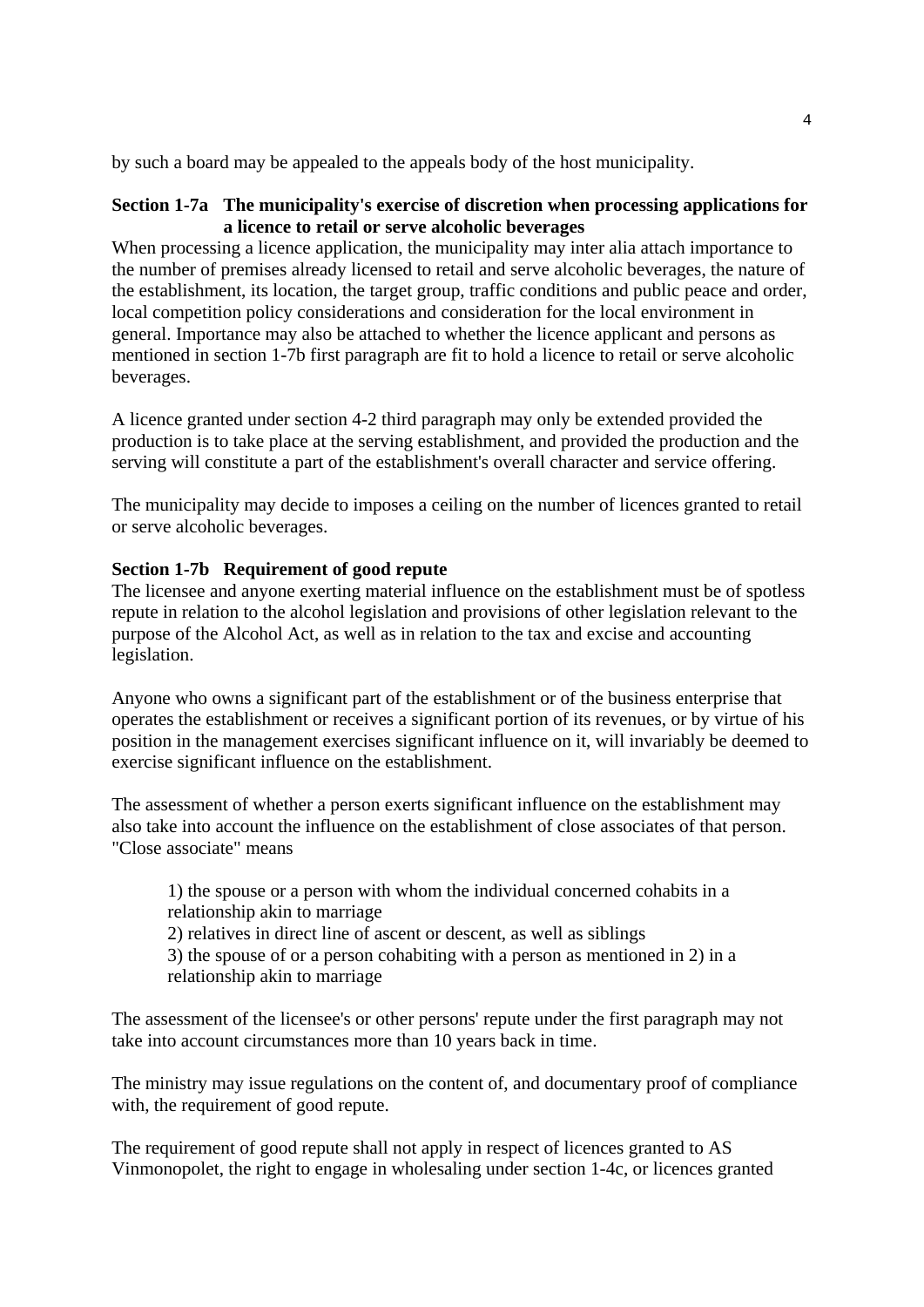by such a board may be appealed to the appeals body of the host municipality.

**Section 1-7a The municipality's exercise of discretion when processing applications for a licence to retail or serve alcoholic beverages**

When processing a licence application, the municipality may inter alia attach importance to the number of premises already licensed to retail and serve alcoholic beverages, the nature of the establishment, its location, the target group, traffic conditions and public peace and order, local competition policy considerations and consideration for the local environment in general. Importance may also be attached to whether the licence applicant and persons as mentioned in section 1-7b first paragraph are fit to hold a licence to retail or serve alcoholic beverages.

A licence granted under section 4-2 third paragraph may only be extended provided the production is to take place at the serving establishment, and provided the production and the serving will constitute a part of the establishment's overall character and service offering.

The municipality may decide to imposes a ceiling on the number of licences granted to retail or serve alcoholic beverages.

**Section 1-7b Requirement of good repute**

The licensee and anyone exerting material influence on the establishment must be of spotless repute in relation to the alcohol legislation and provisions of other legislation relevant to the purpose of the Alcohol Act, as well as in relation to the tax and excise and accounting legislation.

Anyone who owns a significant part of the establishment or of the business enterprise that operates the establishment or receives a significant portion of its revenues, or by virtue of his position in the management exercises significant influence on it, will invariably be deemed to exercise significant influence on the establishment.

The assessment of whether a person exerts significant influence on the establishment may also take into account the influence on the establishment of close associates of that person. "Close associate" means

1) the spouse or a person with whom the individual concerned cohabits in a relationship akin to marriage
2) relatives in direct line of ascent or descent, as well as siblings
3) the spouse of or a person cohabiting with a person as mentioned in 2) in a relationship akin to marriage

The assessment of the licensee's or other persons' repute under the first paragraph may not take into account circumstances more than 10 years back in time.

The ministry may issue regulations on the content of, and documentary proof of compliance with, the requirement of good repute.

The requirement of good repute shall not apply in respect of licences granted to AS Vinmonopolet, the right to engage in wholesaling under section 1-4c, or licences granted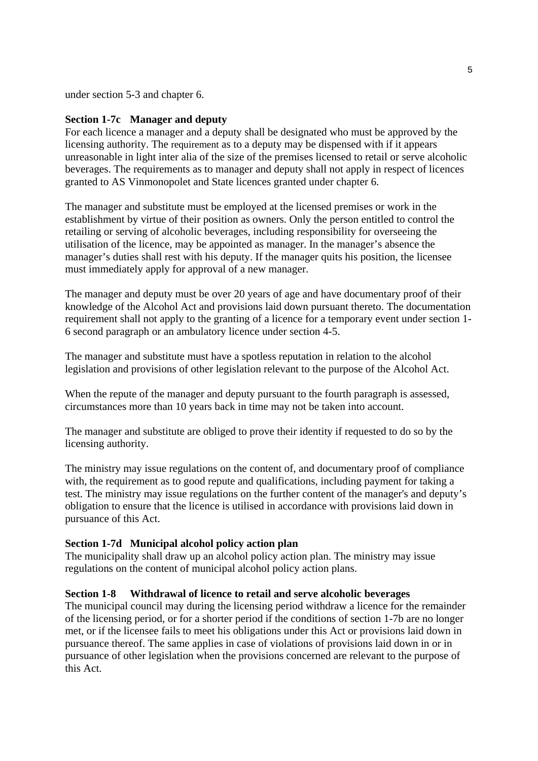under section 5-3 and chapter 6.

**Section 1-7c Manager and deputy**

For each licence a manager and a deputy shall be designated who must be approved by the licensing authority. The requirement as to a deputy may be dispensed with if it appears unreasonable in light inter alia of the size of the premises licensed to retail or serve alcoholic beverages. The requirements as to manager and deputy shall not apply in respect of licences granted to AS Vinmonopolet and State licences granted under chapter 6.

The manager and substitute must be employed at the licensed premises or work in the establishment by virtue of their position as owners. Only the person entitled to control the retailing or serving of alcoholic beverages, including responsibility for overseeing the utilisation of the licence, may be appointed as manager. In the manager's absence the manager's duties shall rest with his deputy. If the manager quits his position, the licensee must immediately apply for approval of a new manager.

The manager and deputy must be over 20 years of age and have documentary proof of their knowledge of the Alcohol Act and provisions laid down pursuant thereto. The documentation requirement shall not apply to the granting of a licence for a temporary event under section 1-6 second paragraph or an ambulatory licence under section 4-5.

The manager and substitute must have a spotless reputation in relation to the alcohol legislation and provisions of other legislation relevant to the purpose of the Alcohol Act.

When the repute of the manager and deputy pursuant to the fourth paragraph is assessed, circumstances more than 10 years back in time may not be taken into account.

The manager and substitute are obliged to prove their identity if requested to do so by the licensing authority.

The ministry may issue regulations on the content of, and documentary proof of compliance with, the requirement as to good repute and qualifications, including payment for taking a test. The ministry may issue regulations on the further content of the manager's and deputy's obligation to ensure that the licence is utilised in accordance with provisions laid down in pursuance of this Act.

**Section 1-7d Municipal alcohol policy action plan**

The municipality shall draw up an alcohol policy action plan. The ministry may issue regulations on the content of municipal alcohol policy action plans.

**Section 1-8 Withdrawal of licence to retail and serve alcoholic beverages**

The municipal council may during the licensing period withdraw a licence for the remainder of the licensing period, or for a shorter period if the conditions of section 1-7b are no longer met, or if the licensee fails to meet his obligations under this Act or provisions laid down in pursuance thereof. The same applies in case of violations of provisions laid down in or in pursuance of other legislation when the provisions concerned are relevant to the purpose of this Act.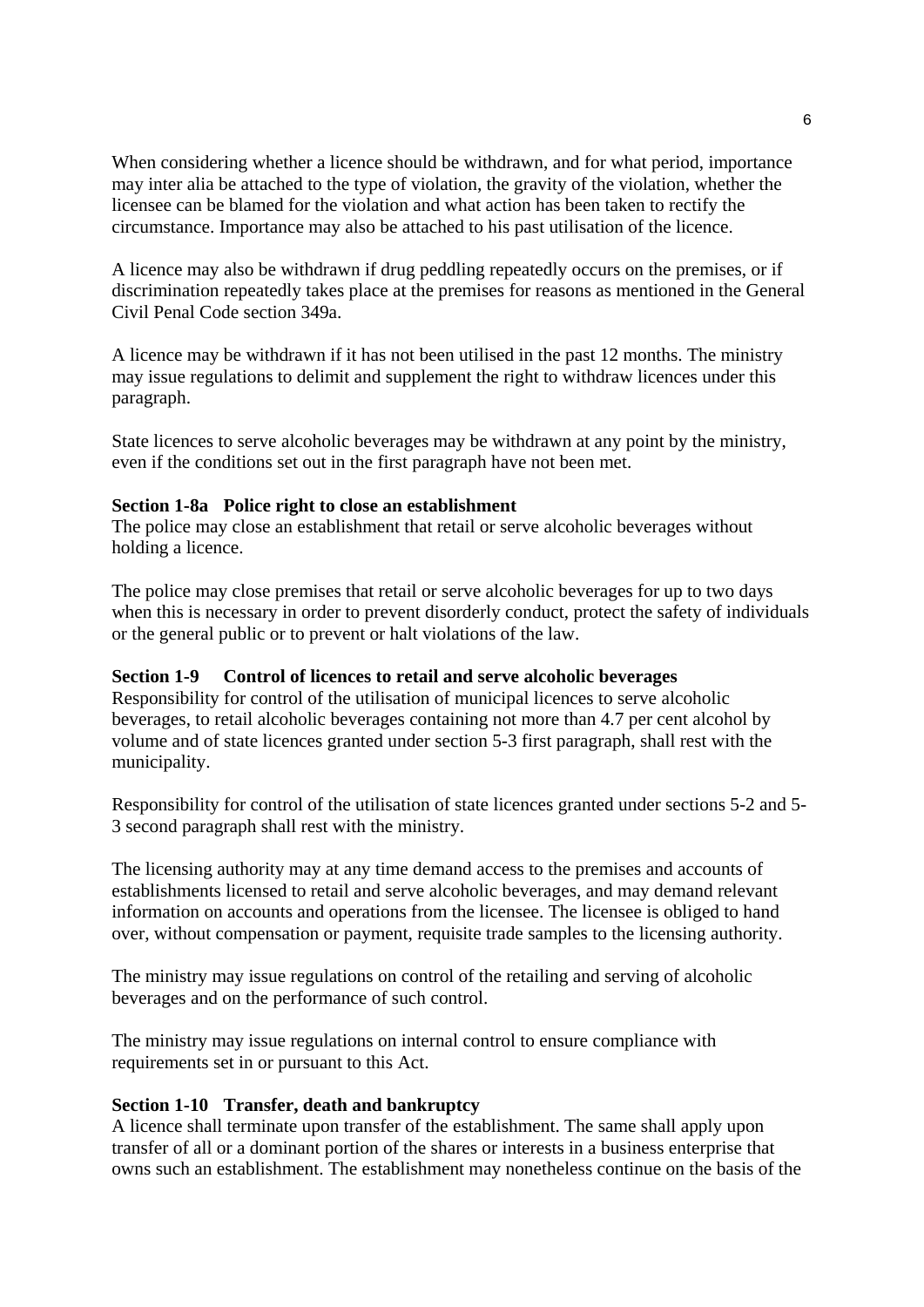When considering whether a licence should be withdrawn, and for what period, importance may inter alia be attached to the type of violation, the gravity of the violation, whether the licensee can be blamed for the violation and what action has been taken to rectify the circumstance. Importance may also be attached to his past utilisation of the licence.

A licence may also be withdrawn if drug peddling repeatedly occurs on the premises, or if discrimination repeatedly takes place at the premises for reasons as mentioned in the General Civil Penal Code section 349a.

A licence may be withdrawn if it has not been utilised in the past 12 months. The ministry may issue regulations to delimit and supplement the right to withdraw licences under this paragraph.

State licences to serve alcoholic beverages may be withdrawn at any point by the ministry, even if the conditions set out in the first paragraph have not been met.

**Section 1-8a Police right to close an establishment**
The police may close an establishment that retail or serve alcoholic beverages without holding a licence.

The police may close premises that retail or serve alcoholic beverages for up to two days when this is necessary in order to prevent disorderly conduct, protect the safety of individuals or the general public or to prevent or halt violations of the law.

**Section 1-9 Control of licences to retail and serve alcoholic beverages**
Responsibility for control of the utilisation of municipal licences to serve alcoholic beverages, to retail alcoholic beverages containing not more than 4.7 per cent alcohol by volume and of state licences granted under section 5-3 first paragraph, shall rest with the municipality.

Responsibility for control of the utilisation of state licences granted under sections 5-2 and 5-3 second paragraph shall rest with the ministry.

The licensing authority may at any time demand access to the premises and accounts of establishments licensed to retail and serve alcoholic beverages, and may demand relevant information on accounts and operations from the licensee. The licensee is obliged to hand over, without compensation or payment, requisite trade samples to the licensing authority.

The ministry may issue regulations on control of the retailing and serving of alcoholic beverages and on the performance of such control.

The ministry may issue regulations on internal control to ensure compliance with requirements set in or pursuant to this Act.

**Section 1-10 Transfer, death and bankruptcy**
A licence shall terminate upon transfer of the establishment. The same shall apply upon transfer of all or a dominant portion of the shares or interests in a business enterprise that owns such an establishment. The establishment may nonetheless continue on the basis of the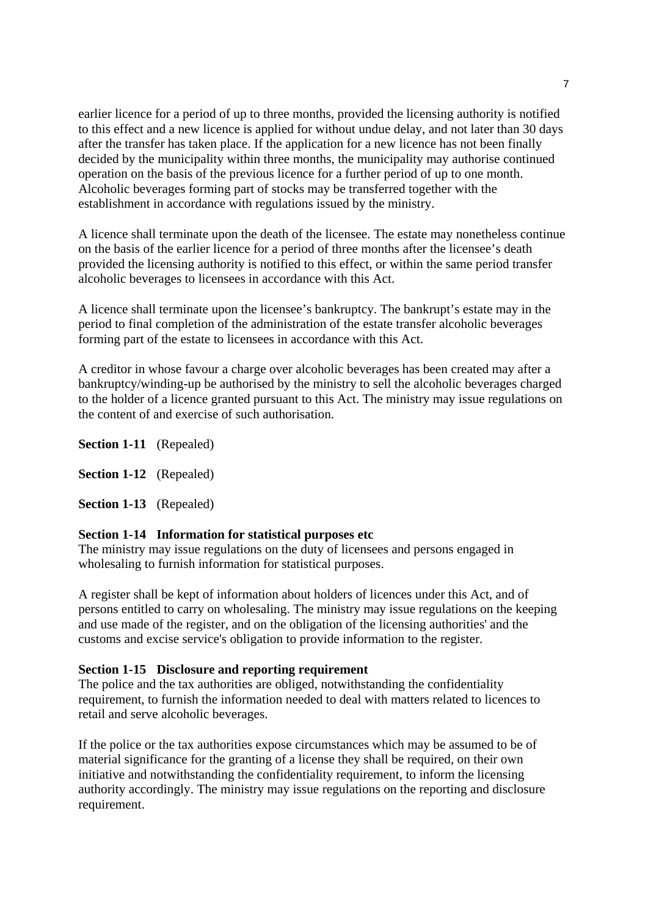earlier licence for a period of up to three months, provided the licensing authority is notified to this effect and a new licence is applied for without undue delay, and not later than 30 days after the transfer has taken place. If the application for a new licence has not been finally decided by the municipality within three months, the municipality may authorise continued operation on the basis of the previous licence for a further period of up to one month. Alcoholic beverages forming part of stocks may be transferred together with the establishment in accordance with regulations issued by the ministry.

A licence shall terminate upon the death of the licensee. The estate may nonetheless continue on the basis of the earlier licence for a period of three months after the licensee's death provided the licensing authority is notified to this effect, or within the same period transfer alcoholic beverages to licensees in accordance with this Act.

A licence shall terminate upon the licensee's bankruptcy. The bankrupt's estate may in the period to final completion of the administration of the estate transfer alcoholic beverages forming part of the estate to licensees in accordance with this Act.

A creditor in whose favour a charge over alcoholic beverages has been created may after a bankruptcy/winding-up be authorised by the ministry to sell the alcoholic beverages charged to the holder of a licence granted pursuant to this Act. The ministry may issue regulations on the content of and exercise of such authorisation.

**Section 1-11** (Repealed)

**Section 1-12** (Repealed)

**Section 1-13** (Repealed)

**Section 1-14 Information for statistical purposes etc**
The ministry may issue regulations on the duty of licensees and persons engaged in wholesaling to furnish information for statistical purposes.

A register shall be kept of information about holders of licences under this Act, and of persons entitled to carry on wholesaling. The ministry may issue regulations on the keeping and use made of the register, and on the obligation of the licensing authorities' and the customs and excise service's obligation to provide information to the register.

**Section 1-15 Disclosure and reporting requirement**
The police and the tax authorities are obliged, notwithstanding the confidentiality requirement, to furnish the information needed to deal with matters related to licences to retail and serve alcoholic beverages.

If the police or the tax authorities expose circumstances which may be assumed to be of material significance for the granting of a license they shall be required, on their own initiative and notwithstanding the confidentiality requirement, to inform the licensing authority accordingly. The ministry may issue regulations on the reporting and disclosure requirement.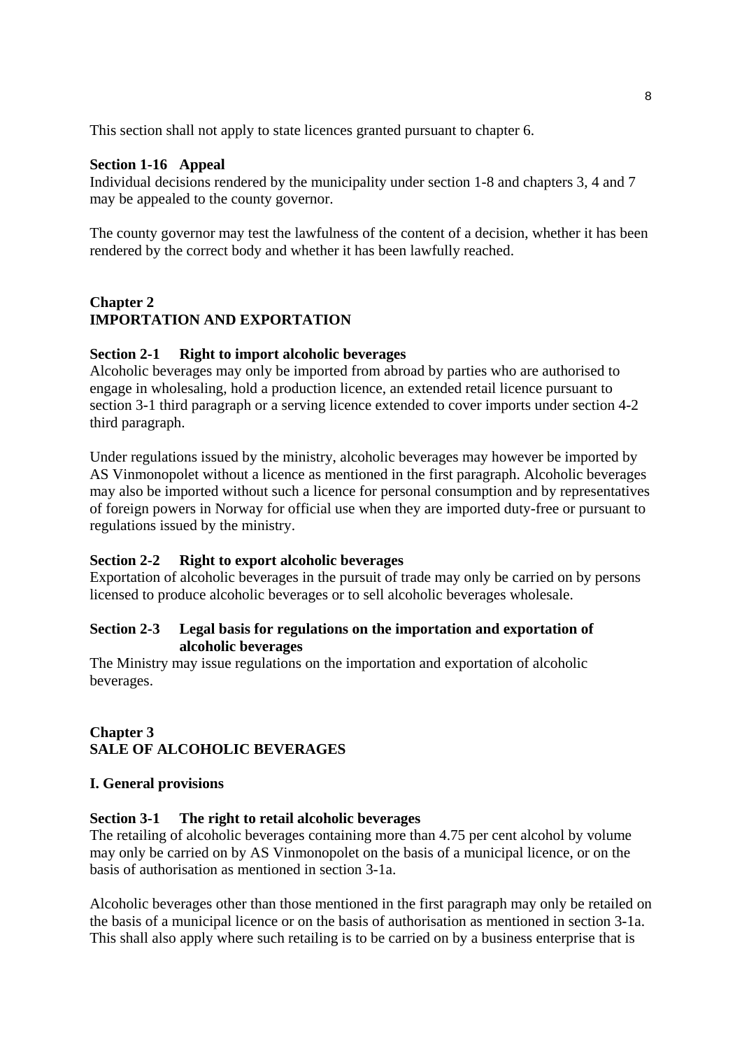This section shall not apply to state licences granted pursuant to chapter 6.

**Section 1-16 Appeal**

Individual decisions rendered by the municipality under section 1-8 and chapters 3, 4 and 7 may be appealed to the county governor.

The county governor may test the lawfulness of the content of a decision, whether it has been rendered by the correct body and whether it has been lawfully reached.

## Chapter 2
## IMPORTATION AND EXPORTATION

**Section 2-1 Right to import alcoholic beverages**

Alcoholic beverages may only be imported from abroad by parties who are authorised to engage in wholesaling, hold a production licence, an extended retail licence pursuant to section 3-1 third paragraph or a serving licence extended to cover imports under section 4-2 third paragraph.

Under regulations issued by the ministry, alcoholic beverages may however be imported by AS Vinmonopolet without a licence as mentioned in the first paragraph. Alcoholic beverages may also be imported without such a licence for personal consumption and by representatives of foreign powers in Norway for official use when they are imported duty-free or pursuant to regulations issued by the ministry.

**Section 2-2 Right to export alcoholic beverages**

Exportation of alcoholic beverages in the pursuit of trade may only be carried on by persons licensed to produce alcoholic beverages or to sell alcoholic beverages wholesale.

**Section 2-3 Legal basis for regulations on the importation and exportation of alcoholic beverages**

The Ministry may issue regulations on the importation and exportation of alcoholic beverages.

## Chapter 3
## SALE OF ALCOHOLIC BEVERAGES

### I. General provisions

**Section 3-1 The right to retail alcoholic beverages**

The retailing of alcoholic beverages containing more than 4.75 per cent alcohol by volume may only be carried on by AS Vinmonopolet on the basis of a municipal licence, or on the basis of authorisation as mentioned in section 3-1a.

Alcoholic beverages other than those mentioned in the first paragraph may only be retailed on the basis of a municipal licence or on the basis of authorisation as mentioned in section 3-1a. This shall also apply where such retailing is to be carried on by a business enterprise that is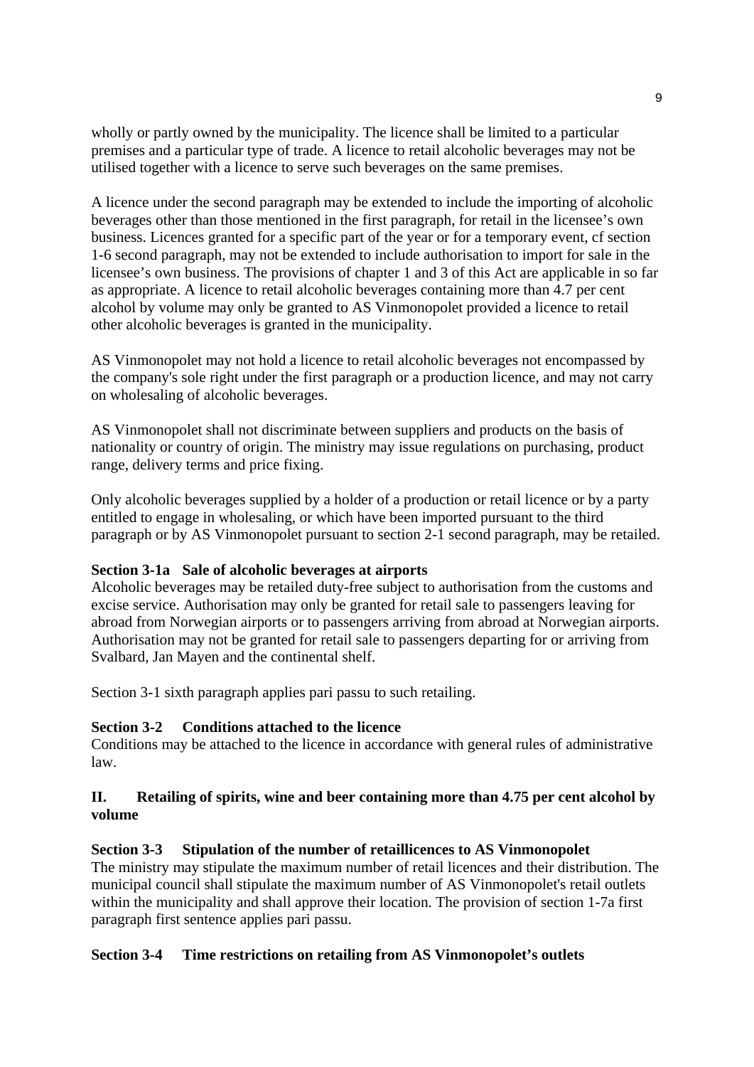wholly or partly owned by the municipality. The licence shall be limited to a particular premises and a particular type of trade. A licence to retail alcoholic beverages may not be utilised together with a licence to serve such beverages on the same premises.

A licence under the second paragraph may be extended to include the importing of alcoholic beverages other than those mentioned in the first paragraph, for retail in the licensee's own business. Licences granted for a specific part of the year or for a temporary event, cf section 1-6 second paragraph, may not be extended to include authorisation to import for sale in the licensee's own business. The provisions of chapter 1 and 3 of this Act are applicable in so far as appropriate. A licence to retail alcoholic beverages containing more than 4.7 per cent alcohol by volume may only be granted to AS Vinmonopolet provided a licence to retail other alcoholic beverages is granted in the municipality.

AS Vinmonopolet may not hold a licence to retail alcoholic beverages not encompassed by the company's sole right under the first paragraph or a production licence, and may not carry on wholesaling of alcoholic beverages.

AS Vinmonopolet shall not discriminate between suppliers and products on the basis of nationality or country of origin. The ministry may issue regulations on purchasing, product range, delivery terms and price fixing.

Only alcoholic beverages supplied by a holder of a production or retail licence or by a party entitled to engage in wholesaling, or which have been imported pursuant to the third paragraph or by AS Vinmonopolet pursuant to section 2-1 second paragraph, may be retailed.

**Section 3-1a Sale of alcoholic beverages at airports**

Alcoholic beverages may be retailed duty-free subject to authorisation from the customs and excise service. Authorisation may only be granted for retail sale to passengers leaving for abroad from Norwegian airports or to passengers arriving from abroad at Norwegian airports. Authorisation may not be granted for retail sale to passengers departing for or arriving from Svalbard, Jan Mayen and the continental shelf.

Section 3-1 sixth paragraph applies pari passu to such retailing.

**Section 3-2 Conditions attached to the licence**

Conditions may be attached to the licence in accordance with general rules of administrative law.

## II. Retailing of spirits, wine and beer containing more than 4.75 per cent alcohol by volume

**Section 3-3 Stipulation of the number of retaillicences to AS Vinmonopolet**

The ministry may stipulate the maximum number of retail licences and their distribution. The municipal council shall stipulate the maximum number of AS Vinmonopolet's retail outlets within the municipality and shall approve their location. The provision of section 1-7a first paragraph first sentence applies pari passu.

**Section 3-4 Time restrictions on retailing from AS Vinmonopolet's outlets**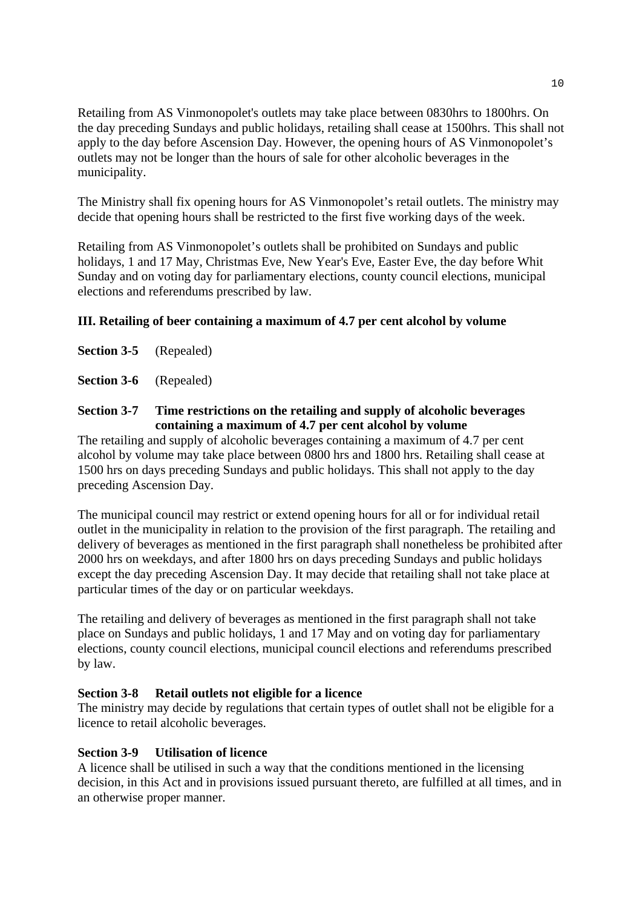Retailing from AS Vinmonopolet's outlets may take place between 0830hrs to 1800hrs. On the day preceding Sundays and public holidays, retailing shall cease at 1500hrs. This shall not apply to the day before Ascension Day. However, the opening hours of AS Vinmonopolet's outlets may not be longer than the hours of sale for other alcoholic beverages in the municipality.

The Ministry shall fix opening hours for AS Vinmonopolet's retail outlets. The ministry may decide that opening hours shall be restricted to the first five working days of the week.

Retailing from AS Vinmonopolet's outlets shall be prohibited on Sundays and public holidays, 1 and 17 May, Christmas Eve, New Year's Eve, Easter Eve, the day before Whit Sunday and on voting day for parliamentary elections, county council elections, municipal elections and referendums prescribed by law.

### III. Retailing of beer containing a maximum of 4.7 per cent alcohol by volume

**Section 3-5** (Repealed)

**Section 3-6** (Repealed)

**Section 3-7 Time restrictions on the retailing and supply of alcoholic beverages containing a maximum of 4.7 per cent alcohol by volume**

The retailing and supply of alcoholic beverages containing a maximum of 4.7 per cent alcohol by volume may take place between 0800 hrs and 1800 hrs. Retailing shall cease at 1500 hrs on days preceding Sundays and public holidays. This shall not apply to the day preceding Ascension Day.

The municipal council may restrict or extend opening hours for all or for individual retail outlet in the municipality in relation to the provision of the first paragraph. The retailing and delivery of beverages as mentioned in the first paragraph shall nonetheless be prohibited after 2000 hrs on weekdays, and after 1800 hrs on days preceding Sundays and public holidays except the day preceding Ascension Day. It may decide that retailing shall not take place at particular times of the day or on particular weekdays.

The retailing and delivery of beverages as mentioned in the first paragraph shall not take place on Sundays and public holidays, 1 and 17 May and on voting day for parliamentary elections, county council elections, municipal council elections and referendums prescribed by law.

**Section 3-8 Retail outlets not eligible for a licence**

The ministry may decide by regulations that certain types of outlet shall not be eligible for a licence to retail alcoholic beverages.

**Section 3-9 Utilisation of licence**

A licence shall be utilised in such a way that the conditions mentioned in the licensing decision, in this Act and in provisions issued pursuant thereto, are fulfilled at all times, and in an otherwise proper manner.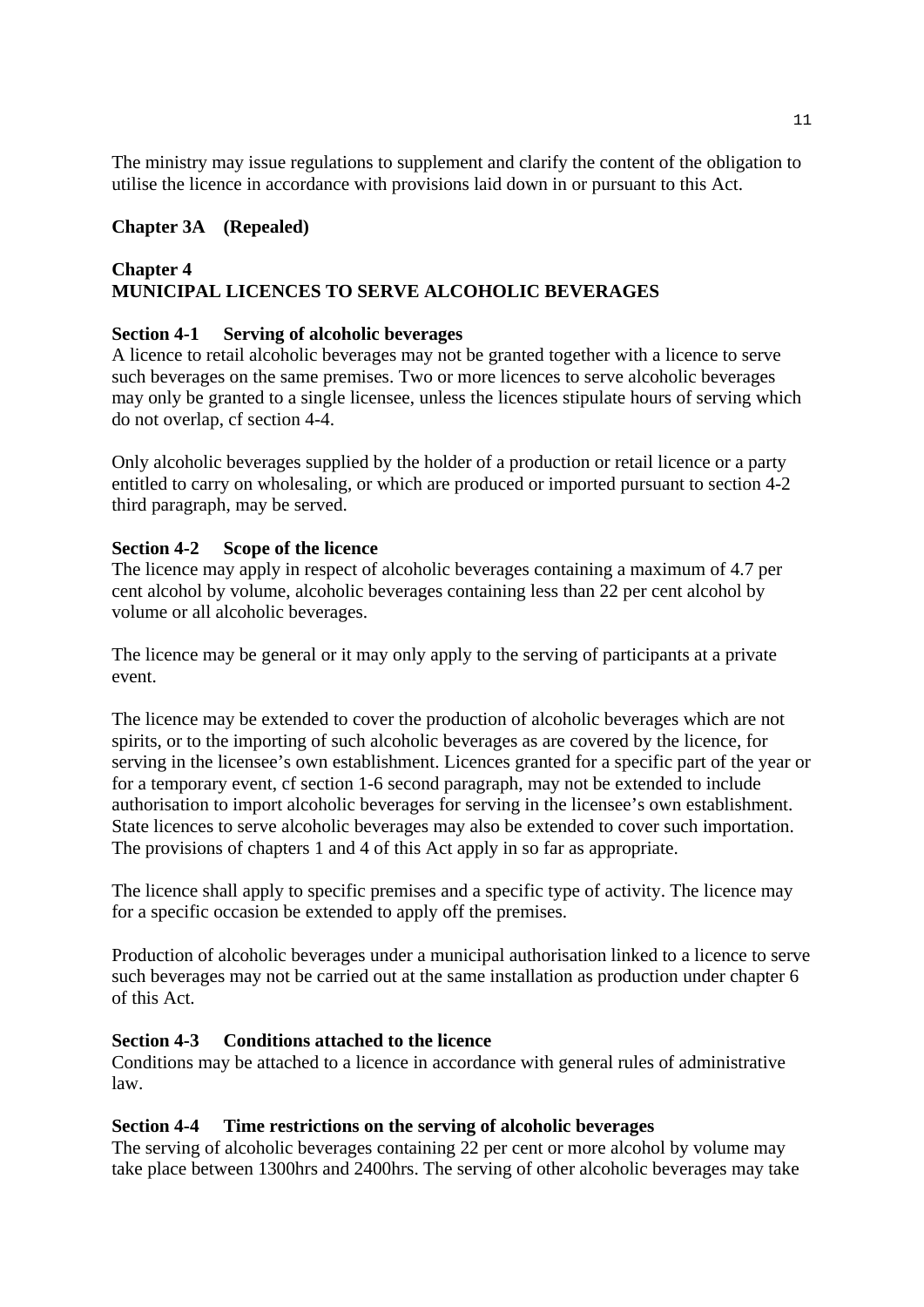The ministry may issue regulations to supplement and clarify the content of the obligation to utilise the licence in accordance with provisions laid down in or pursuant to this Act.

**Chapter 3A (Repealed)**

## Chapter 4
## MUNICIPAL LICENCES TO SERVE ALCOHOLIC BEVERAGES

### Section 4-1 Serving of alcoholic beverages

A licence to retail alcoholic beverages may not be granted together with a licence to serve such beverages on the same premises. Two or more licences to serve alcoholic beverages may only be granted to a single licensee, unless the licences stipulate hours of serving which do not overlap, cf section 4-4.

Only alcoholic beverages supplied by the holder of a production or retail licence or a party entitled to carry on wholesaling, or which are produced or imported pursuant to section 4-2 third paragraph, may be served.

### Section 4-2 Scope of the licence

The licence may apply in respect of alcoholic beverages containing a maximum of 4.7 per cent alcohol by volume, alcoholic beverages containing less than 22 per cent alcohol by volume or all alcoholic beverages.

The licence may be general or it may only apply to the serving of participants at a private event.

The licence may be extended to cover the production of alcoholic beverages which are not spirits, or to the importing of such alcoholic beverages as are covered by the licence, for serving in the licensee's own establishment. Licences granted for a specific part of the year or for a temporary event, cf section 1-6 second paragraph, may not be extended to include authorisation to import alcoholic beverages for serving in the licensee's own establishment. State licences to serve alcoholic beverages may also be extended to cover such importation. The provisions of chapters 1 and 4 of this Act apply in so far as appropriate.

The licence shall apply to specific premises and a specific type of activity. The licence may for a specific occasion be extended to apply off the premises.

Production of alcoholic beverages under a municipal authorisation linked to a licence to serve such beverages may not be carried out at the same installation as production under chapter 6 of this Act.

### Section 4-3 Conditions attached to the licence

Conditions may be attached to a licence in accordance with general rules of administrative law.

### Section 4-4 Time restrictions on the serving of alcoholic beverages

The serving of alcoholic beverages containing 22 per cent or more alcohol by volume may take place between 1300hrs and 2400hrs. The serving of other alcoholic beverages may take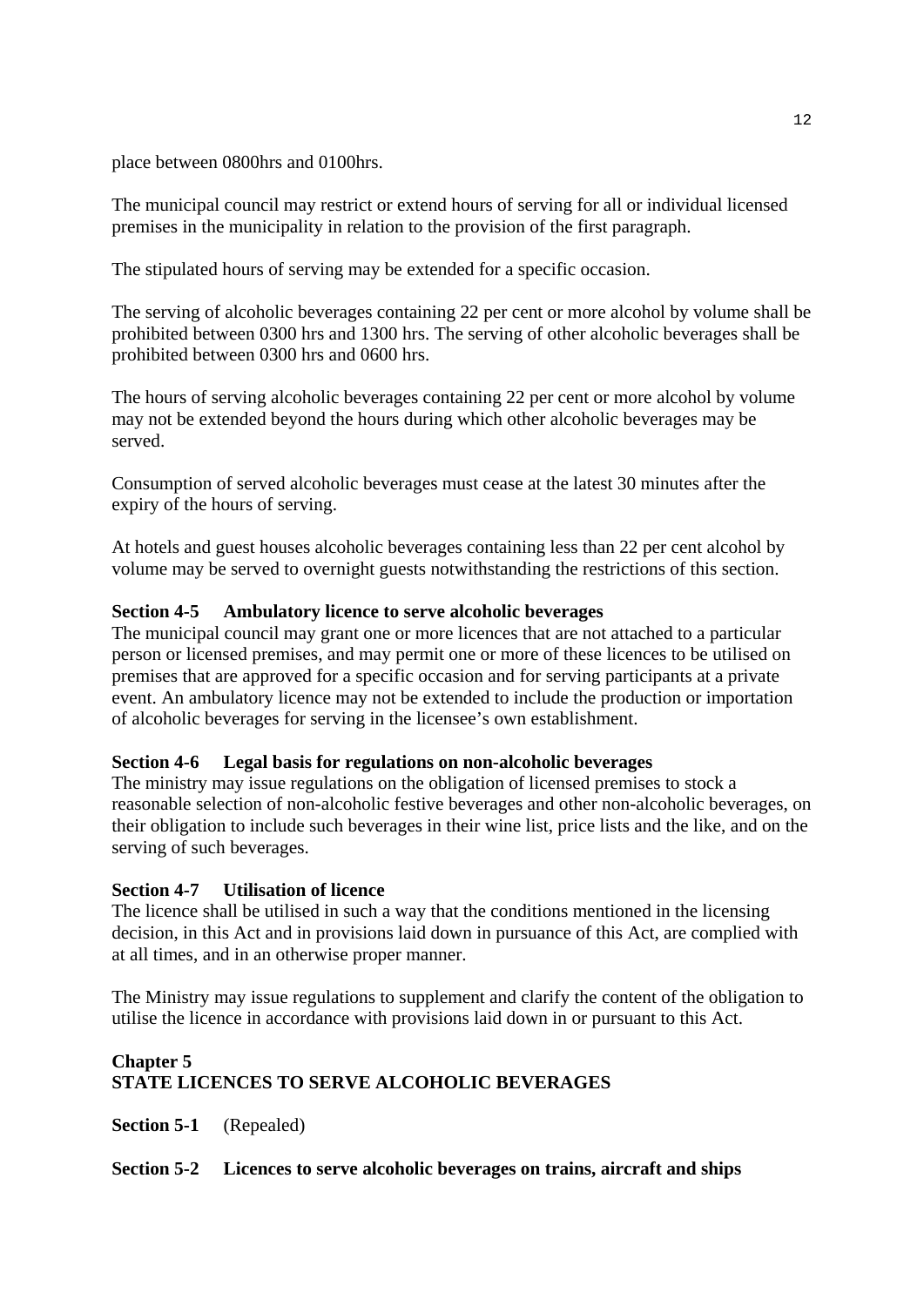place between 0800hrs and 0100hrs.

The municipal council may restrict or extend hours of serving for all or individual licensed premises in the municipality in relation to the provision of the first paragraph.

The stipulated hours of serving may be extended for a specific occasion.

The serving of alcoholic beverages containing 22 per cent or more alcohol by volume shall be prohibited between 0300 hrs and 1300 hrs. The serving of other alcoholic beverages shall be prohibited between 0300 hrs and 0600 hrs.

The hours of serving alcoholic beverages containing 22 per cent or more alcohol by volume may not be extended beyond the hours during which other alcoholic beverages may be served.

Consumption of served alcoholic beverages must cease at the latest 30 minutes after the expiry of the hours of serving.

At hotels and guest houses alcoholic beverages containing less than 22 per cent alcohol by volume may be served to overnight guests notwithstanding the restrictions of this section.

**Section 4-5 Ambulatory licence to serve alcoholic beverages**

The municipal council may grant one or more licences that are not attached to a particular person or licensed premises, and may permit one or more of these licences to be utilised on premises that are approved for a specific occasion and for serving participants at a private event. An ambulatory licence may not be extended to include the production or importation of alcoholic beverages for serving in the licensee's own establishment.

**Section 4-6 Legal basis for regulations on non-alcoholic beverages**

The ministry may issue regulations on the obligation of licensed premises to stock a reasonable selection of non-alcoholic festive beverages and other non-alcoholic beverages, on their obligation to include such beverages in their wine list, price lists and the like, and on the serving of such beverages.

**Section 4-7 Utilisation of licence**

The licence shall be utilised in such a way that the conditions mentioned in the licensing decision, in this Act and in provisions laid down in pursuance of this Act, are complied with at all times, and in an otherwise proper manner.

The Ministry may issue regulations to supplement and clarify the content of the obligation to utilise the licence in accordance with provisions laid down in or pursuant to this Act.

## Chapter 5
## STATE LICENCES TO SERVE ALCOHOLIC BEVERAGES

**Section 5-1** (Repealed)

**Section 5-2 Licences to serve alcoholic beverages on trains, aircraft and ships**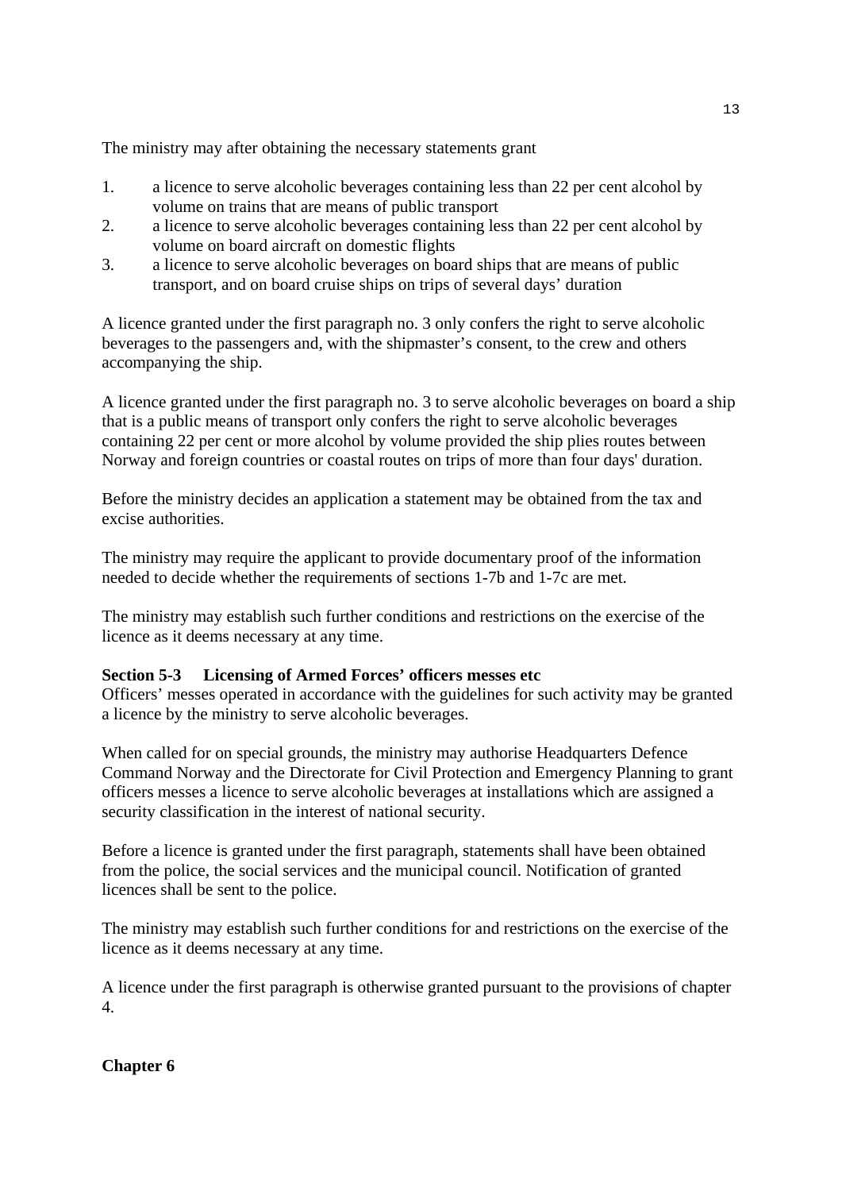The ministry may after obtaining the necessary statements grant

1. a licence to serve alcoholic beverages containing less than 22 per cent alcohol by volume on trains that are means of public transport
2. a licence to serve alcoholic beverages containing less than 22 per cent alcohol by volume on board aircraft on domestic flights
3. a licence to serve alcoholic beverages on board ships that are means of public transport, and on board cruise ships on trips of several days' duration

A licence granted under the first paragraph no. 3 only confers the right to serve alcoholic beverages to the passengers and, with the shipmaster's consent, to the crew and others accompanying the ship.

A licence granted under the first paragraph no. 3 to serve alcoholic beverages on board a ship that is a public means of transport only confers the right to serve alcoholic beverages containing 22 per cent or more alcohol by volume provided the ship plies routes between Norway and foreign countries or coastal routes on trips of more than four days' duration.

Before the ministry decides an application a statement may be obtained from the tax and excise authorities.

The ministry may require the applicant to provide documentary proof of the information needed to decide whether the requirements of sections 1-7b and 1-7c are met.

The ministry may establish such further conditions and restrictions on the exercise of the licence as it deems necessary at any time.

**Section 5-3 Licensing of Armed Forces' officers messes etc**

Officers' messes operated in accordance with the guidelines for such activity may be granted a licence by the ministry to serve alcoholic beverages.

When called for on special grounds, the ministry may authorise Headquarters Defence Command Norway and the Directorate for Civil Protection and Emergency Planning to grant officers messes a licence to serve alcoholic beverages at installations which are assigned a security classification in the interest of national security.

Before a licence is granted under the first paragraph, statements shall have been obtained from the police, the social services and the municipal council. Notification of granted licences shall be sent to the police.

The ministry may establish such further conditions for and restrictions on the exercise of the licence as it deems necessary at any time.

A licence under the first paragraph is otherwise granted pursuant to the provisions of chapter 4.

## Chapter 6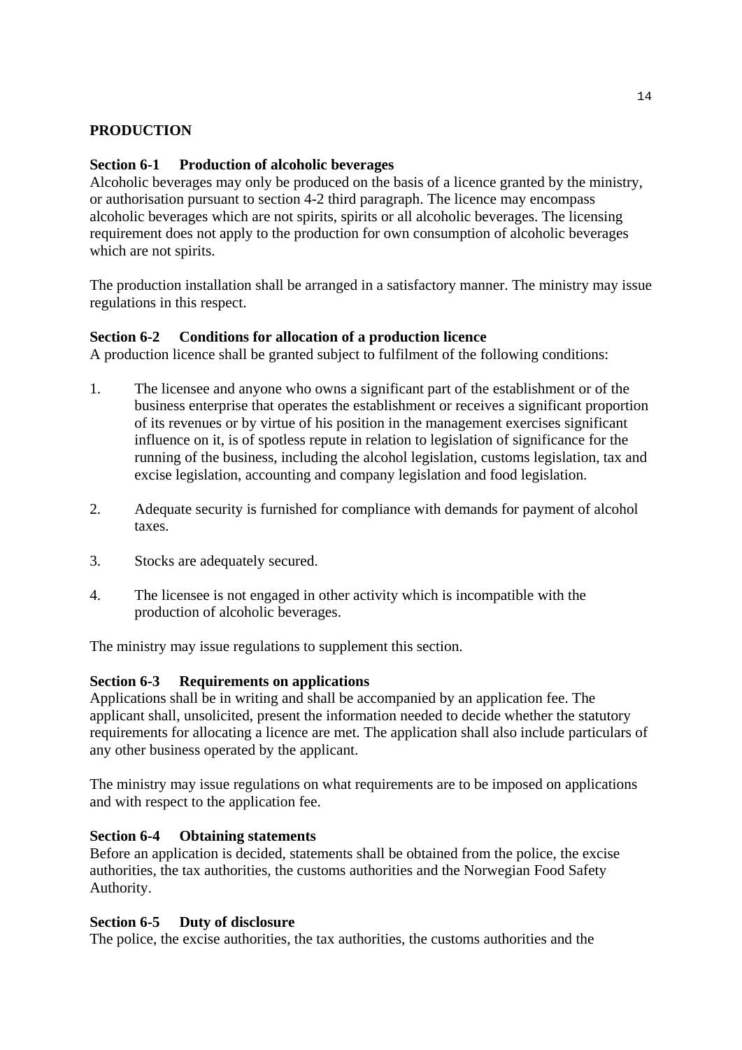## PRODUCTION

### Section 6-1 Production of alcoholic beverages

Alcoholic beverages may only be produced on the basis of a licence granted by the ministry, or authorisation pursuant to section 4-2 third paragraph. The licence may encompass alcoholic beverages which are not spirits, spirits or all alcoholic beverages. The licensing requirement does not apply to the production for own consumption of alcoholic beverages which are not spirits.

The production installation shall be arranged in a satisfactory manner. The ministry may issue regulations in this respect.

### Section 6-2 Conditions for allocation of a production licence

A production licence shall be granted subject to fulfilment of the following conditions:

1. The licensee and anyone who owns a significant part of the establishment or of the business enterprise that operates the establishment or receives a significant proportion of its revenues or by virtue of his position in the management exercises significant influence on it, is of spotless repute in relation to legislation of significance for the running of the business, including the alcohol legislation, customs legislation, tax and excise legislation, accounting and company legislation and food legislation.

2. Adequate security is furnished for compliance with demands for payment of alcohol taxes.

3. Stocks are adequately secured.

4. The licensee is not engaged in other activity which is incompatible with the production of alcoholic beverages.

The ministry may issue regulations to supplement this section.

### Section 6-3 Requirements on applications

Applications shall be in writing and shall be accompanied by an application fee. The applicant shall, unsolicited, present the information needed to decide whether the statutory requirements for allocating a licence are met. The application shall also include particulars of any other business operated by the applicant.

The ministry may issue regulations on what requirements are to be imposed on applications and with respect to the application fee.

### Section 6-4 Obtaining statements

Before an application is decided, statements shall be obtained from the police, the excise authorities, the tax authorities, the customs authorities and the Norwegian Food Safety Authority.

### Section 6-5 Duty of disclosure

The police, the excise authorities, the tax authorities, the customs authorities and the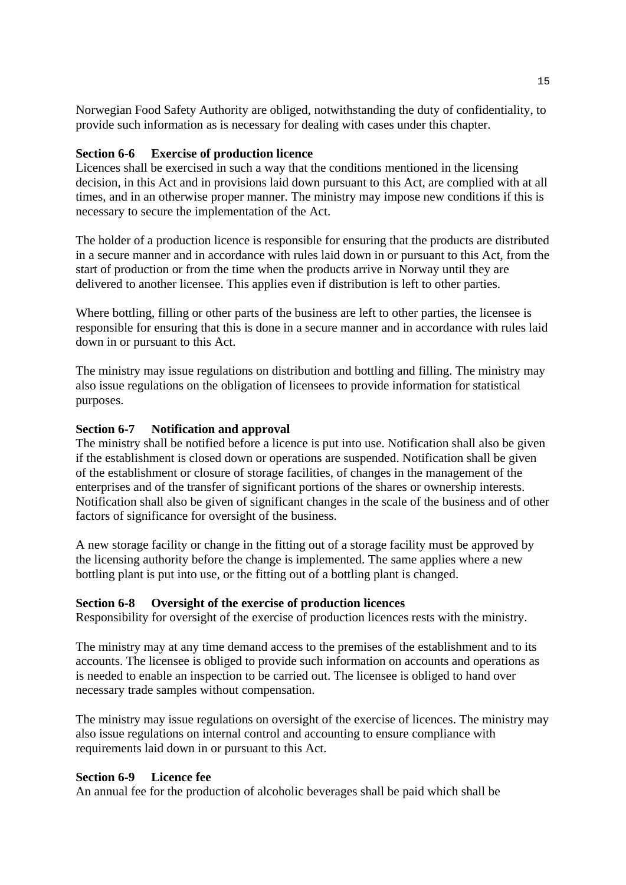Norwegian Food Safety Authority are obliged, notwithstanding the duty of confidentiality, to provide such information as is necessary for dealing with cases under this chapter.

**Section 6-6 Exercise of production licence**
Licences shall be exercised in such a way that the conditions mentioned in the licensing decision, in this Act and in provisions laid down pursuant to this Act, are complied with at all times, and in an otherwise proper manner. The ministry may impose new conditions if this is necessary to secure the implementation of the Act.

The holder of a production licence is responsible for ensuring that the products are distributed in a secure manner and in accordance with rules laid down in or pursuant to this Act, from the start of production or from the time when the products arrive in Norway until they are delivered to another licensee. This applies even if distribution is left to other parties.

Where bottling, filling or other parts of the business are left to other parties, the licensee is responsible for ensuring that this is done in a secure manner and in accordance with rules laid down in or pursuant to this Act.

The ministry may issue regulations on distribution and bottling and filling. The ministry may also issue regulations on the obligation of licensees to provide information for statistical purposes.

**Section 6-7 Notification and approval**
The ministry shall be notified before a licence is put into use. Notification shall also be given if the establishment is closed down or operations are suspended. Notification shall be given of the establishment or closure of storage facilities, of changes in the management of the enterprises and of the transfer of significant portions of the shares or ownership interests. Notification shall also be given of significant changes in the scale of the business and of other factors of significance for oversight of the business.

A new storage facility or change in the fitting out of a storage facility must be approved by the licensing authority before the change is implemented. The same applies where a new bottling plant is put into use, or the fitting out of a bottling plant is changed.

**Section 6-8 Oversight of the exercise of production licences**
Responsibility for oversight of the exercise of production licences rests with the ministry.

The ministry may at any time demand access to the premises of the establishment and to its accounts. The licensee is obliged to provide such information on accounts and operations as is needed to enable an inspection to be carried out. The licensee is obliged to hand over necessary trade samples without compensation.

The ministry may issue regulations on oversight of the exercise of licences. The ministry may also issue regulations on internal control and accounting to ensure compliance with requirements laid down in or pursuant to this Act.

**Section 6-9 Licence fee**
An annual fee for the production of alcoholic beverages shall be paid which shall be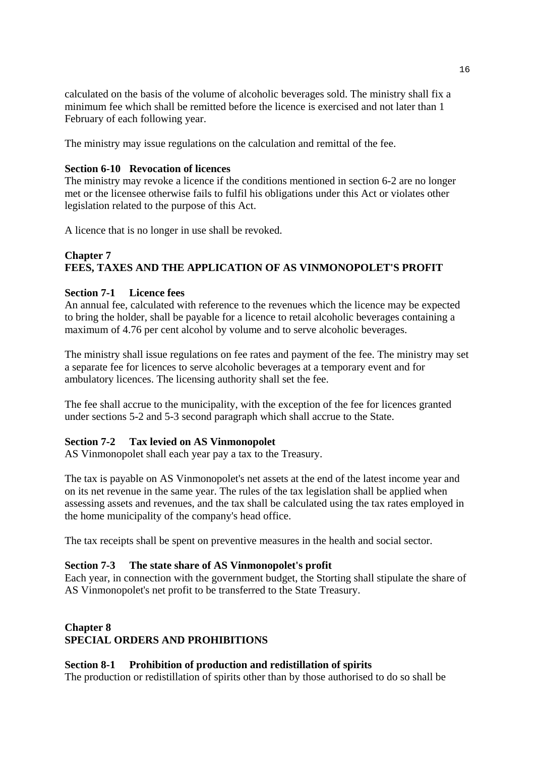calculated on the basis of the volume of alcoholic beverages sold. The ministry shall fix a minimum fee which shall be remitted before the licence is exercised and not later than 1 February of each following year.

The ministry may issue regulations on the calculation and remittal of the fee.

**Section 6-10 Revocation of licences**
The ministry may revoke a licence if the conditions mentioned in section 6-2 are no longer met or the licensee otherwise fails to fulfil his obligations under this Act or violates other legislation related to the purpose of this Act.

A licence that is no longer in use shall be revoked.

## Chapter 7
## FEES, TAXES AND THE APPLICATION OF AS VINMONOPOLET'S PROFIT

**Section 7-1 Licence fees**
An annual fee, calculated with reference to the revenues which the licence may be expected to bring the holder, shall be payable for a licence to retail alcoholic beverages containing a maximum of 4.76 per cent alcohol by volume and to serve alcoholic beverages.

The ministry shall issue regulations on fee rates and payment of the fee. The ministry may set a separate fee for licences to serve alcoholic beverages at a temporary event and for ambulatory licences. The licensing authority shall set the fee.

The fee shall accrue to the municipality, with the exception of the fee for licences granted under sections 5-2 and 5-3 second paragraph which shall accrue to the State.

**Section 7-2 Tax levied on AS Vinmonopolet**
AS Vinmonopolet shall each year pay a tax to the Treasury.

The tax is payable on AS Vinmonopolet's net assets at the end of the latest income year and on its net revenue in the same year. The rules of the tax legislation shall be applied when assessing assets and revenues, and the tax shall be calculated using the tax rates employed in the home municipality of the company's head office.

The tax receipts shall be spent on preventive measures in the health and social sector.

**Section 7-3 The state share of AS Vinmonopolet's profit**
Each year, in connection with the government budget, the Storting shall stipulate the share of AS Vinmonopolet's net profit to be transferred to the State Treasury.

## Chapter 8
## SPECIAL ORDERS AND PROHIBITIONS

**Section 8-1 Prohibition of production and redistillation of spirits**
The production or redistillation of spirits other than by those authorised to do so shall be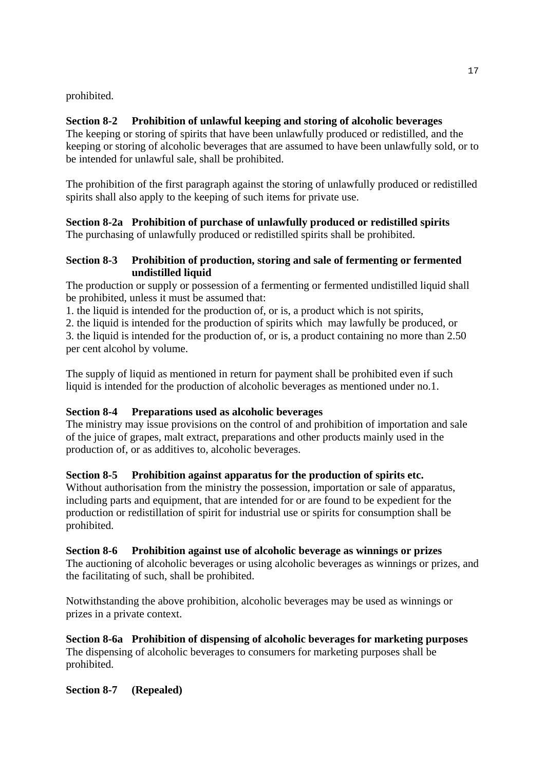prohibited.

**Section 8-2 Prohibition of unlawful keeping and storing of alcoholic beverages**

The keeping or storing of spirits that have been unlawfully produced or redistilled, and the keeping or storing of alcoholic beverages that are assumed to have been unlawfully sold, or to be intended for unlawful sale, shall be prohibited.

The prohibition of the first paragraph against the storing of unlawfully produced or redistilled spirits shall also apply to the keeping of such items for private use.

**Section 8-2a Prohibition of purchase of unlawfully produced or redistilled spirits**

The purchasing of unlawfully produced or redistilled spirits shall be prohibited.

**Section 8-3 Prohibition of production, storing and sale of fermenting or fermented undistilled liquid**

The production or supply or possession of a fermenting or fermented undistilled liquid shall be prohibited, unless it must be assumed that:

1. the liquid is intended for the production of, or is, a product which is not spirits,
2. the liquid is intended for the production of spirits which may lawfully be produced, or
3. the liquid is intended for the production of, or is, a product containing no more than 2.50 per cent alcohol by volume.

The supply of liquid as mentioned in return for payment shall be prohibited even if such liquid is intended for the production of alcoholic beverages as mentioned under no.1.

**Section 8-4 Preparations used as alcoholic beverages**

The ministry may issue provisions on the control of and prohibition of importation and sale of the juice of grapes, malt extract, preparations and other products mainly used in the production of, or as additives to, alcoholic beverages.

**Section 8-5 Prohibition against apparatus for the production of spirits etc.**

Without authorisation from the ministry the possession, importation or sale of apparatus, including parts and equipment, that are intended for or are found to be expedient for the production or redistillation of spirit for industrial use or spirits for consumption shall be prohibited.

**Section 8-6 Prohibition against use of alcoholic beverage as winnings or prizes**

The auctioning of alcoholic beverages or using alcoholic beverages as winnings or prizes, and the facilitating of such, shall be prohibited.

Notwithstanding the above prohibition, alcoholic beverages may be used as winnings or prizes in a private context.

**Section 8-6a Prohibition of dispensing of alcoholic beverages for marketing purposes**

The dispensing of alcoholic beverages to consumers for marketing purposes shall be prohibited.

**Section 8-7 (Repealed)**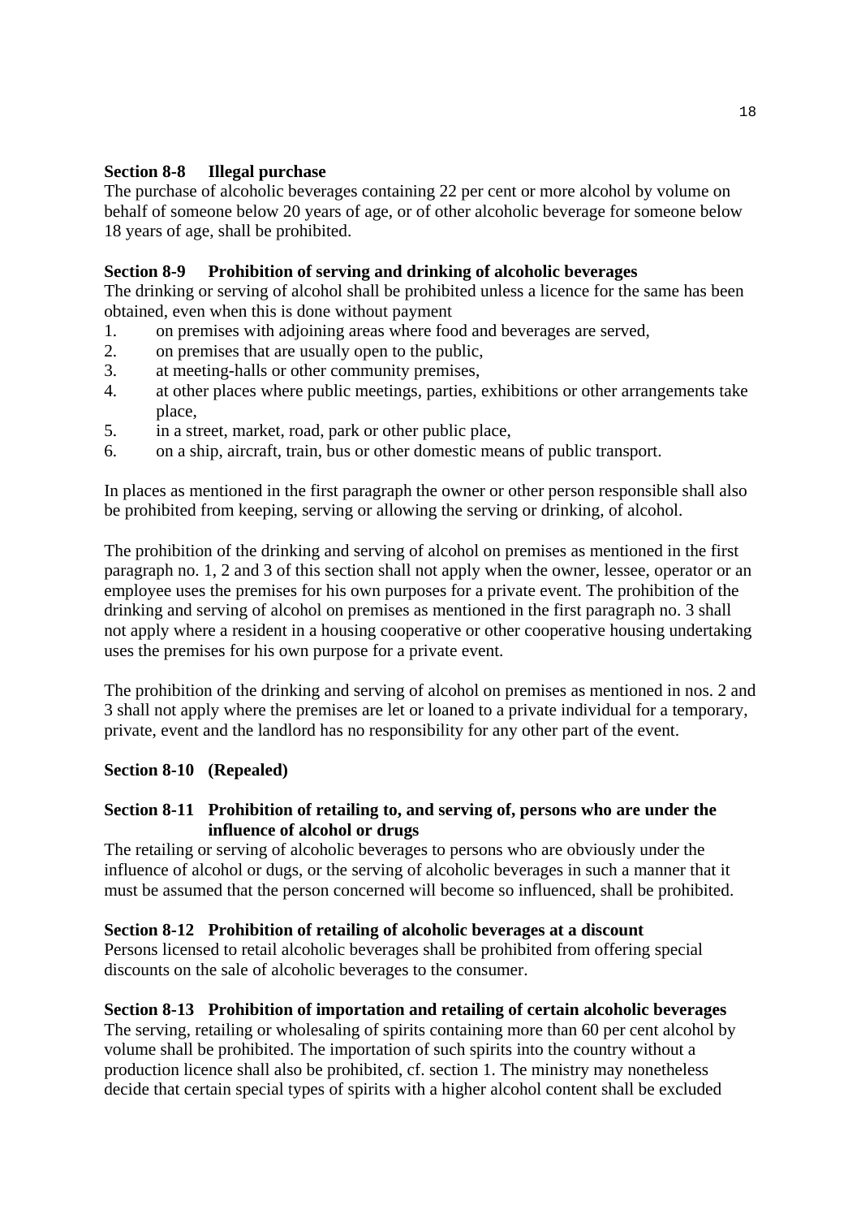**Section 8-8 Illegal purchase**

The purchase of alcoholic beverages containing 22 per cent or more alcohol by volume on behalf of someone below 20 years of age, or of other alcoholic beverage for someone below 18 years of age, shall be prohibited.

**Section 8-9 Prohibition of serving and drinking of alcoholic beverages**

The drinking or serving of alcohol shall be prohibited unless a licence for the same has been obtained, even when this is done without payment

1. on premises with adjoining areas where food and beverages are served,
2. on premises that are usually open to the public,
3. at meeting-halls or other community premises,
4. at other places where public meetings, parties, exhibitions or other arrangements take place,
5. in a street, market, road, park or other public place,
6. on a ship, aircraft, train, bus or other domestic means of public transport.

In places as mentioned in the first paragraph the owner or other person responsible shall also be prohibited from keeping, serving or allowing the serving or drinking, of alcohol.

The prohibition of the drinking and serving of alcohol on premises as mentioned in the first paragraph no. 1, 2 and 3 of this section shall not apply when the owner, lessee, operator or an employee uses the premises for his own purposes for a private event. The prohibition of the drinking and serving of alcohol on premises as mentioned in the first paragraph no. 3 shall not apply where a resident in a housing cooperative or other cooperative housing undertaking uses the premises for his own purpose for a private event.

The prohibition of the drinking and serving of alcohol on premises as mentioned in nos. 2 and 3 shall not apply where the premises are let or loaned to a private individual for a temporary, private, event and the landlord has no responsibility for any other part of the event.

**Section 8-10 (Repealed)**

**Section 8-11 Prohibition of retailing to, and serving of, persons who are under the influence of alcohol or drugs**

The retailing or serving of alcoholic beverages to persons who are obviously under the influence of alcohol or dugs, or the serving of alcoholic beverages in such a manner that it must be assumed that the person concerned will become so influenced, shall be prohibited.

**Section 8-12 Prohibition of retailing of alcoholic beverages at a discount**

Persons licensed to retail alcoholic beverages shall be prohibited from offering special discounts on the sale of alcoholic beverages to the consumer.

**Section 8-13 Prohibition of importation and retailing of certain alcoholic beverages**

The serving, retailing or wholesaling of spirits containing more than 60 per cent alcohol by volume shall be prohibited. The importation of such spirits into the country without a production licence shall also be prohibited, cf. section 1. The ministry may nonetheless decide that certain special types of spirits with a higher alcohol content shall be excluded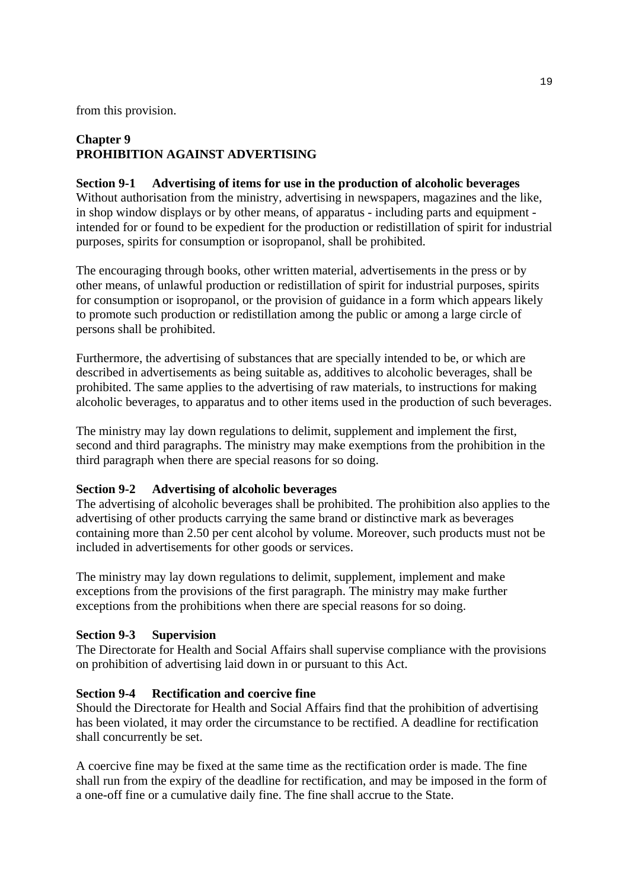from this provision.

## Chapter 9
## PROHIBITION AGAINST ADVERTISING

### Section 9-1 Advertising of items for use in the production of alcoholic beverages

Without authorisation from the ministry, advertising in newspapers, magazines and the like, in shop window displays or by other means, of apparatus - including parts and equipment - intended for or found to be expedient for the production or redistillation of spirit for industrial purposes, spirits for consumption or isopropanol, shall be prohibited.

The encouraging through books, other written material, advertisements in the press or by other means, of unlawful production or redistillation of spirit for industrial purposes, spirits for consumption or isopropanol, or the provision of guidance in a form which appears likely to promote such production or redistillation among the public or among a large circle of persons shall be prohibited.

Furthermore, the advertising of substances that are specially intended to be, or which are described in advertisements as being suitable as, additives to alcoholic beverages, shall be prohibited. The same applies to the advertising of raw materials, to instructions for making alcoholic beverages, to apparatus and to other items used in the production of such beverages.

The ministry may lay down regulations to delimit, supplement and implement the first, second and third paragraphs. The ministry may make exemptions from the prohibition in the third paragraph when there are special reasons for so doing.

### Section 9-2 Advertising of alcoholic beverages

The advertising of alcoholic beverages shall be prohibited. The prohibition also applies to the advertising of other products carrying the same brand or distinctive mark as beverages containing more than 2.50 per cent alcohol by volume. Moreover, such products must not be included in advertisements for other goods or services.

The ministry may lay down regulations to delimit, supplement, implement and make exceptions from the provisions of the first paragraph. The ministry may make further exceptions from the prohibitions when there are special reasons for so doing.

### Section 9-3 Supervision

The Directorate for Health and Social Affairs shall supervise compliance with the provisions on prohibition of advertising laid down in or pursuant to this Act.

### Section 9-4 Rectification and coercive fine

Should the Directorate for Health and Social Affairs find that the prohibition of advertising has been violated, it may order the circumstance to be rectified. A deadline for rectification shall concurrently be set.

A coercive fine may be fixed at the same time as the rectification order is made. The fine shall run from the expiry of the deadline for rectification, and may be imposed in the form of a one-off fine or a cumulative daily fine. The fine shall accrue to the State.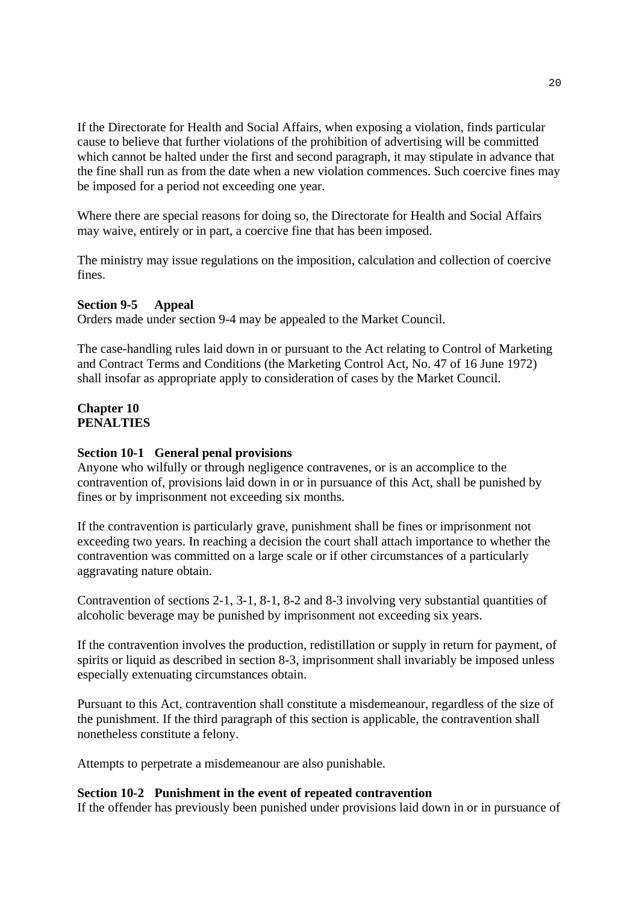If the Directorate for Health and Social Affairs, when exposing a violation, finds particular cause to believe that further violations of the prohibition of advertising will be committed which cannot be halted under the first and second paragraph, it may stipulate in advance that the fine shall run as from the date when a new violation commences. Such coercive fines may be imposed for a period not exceeding one year.

Where there are special reasons for doing so, the Directorate for Health and Social Affairs may waive, entirely or in part, a coercive fine that has been imposed.

The ministry may issue regulations on the imposition, calculation and collection of coercive fines.

**Section 9-5 Appeal**
Orders made under section 9-4 may be appealed to the Market Council.

The case-handling rules laid down in or pursuant to the Act relating to Control of Marketing and Contract Terms and Conditions (the Marketing Control Act, No. 47 of 16 June 1972) shall insofar as appropriate apply to consideration of cases by the Market Council.

## Chapter 10
## PENALTIES

**Section 10-1 General penal provisions**
Anyone who wilfully or through negligence contravenes, or is an accomplice to the contravention of, provisions laid down in or in pursuance of this Act, shall be punished by fines or by imprisonment not exceeding six months.

If the contravention is particularly grave, punishment shall be fines or imprisonment not exceeding two years. In reaching a decision the court shall attach importance to whether the contravention was committed on a large scale or if other circumstances of a particularly aggravating nature obtain.

Contravention of sections 2-1, 3-1, 8-1, 8-2 and 8-3 involving very substantial quantities of alcoholic beverage may be punished by imprisonment not exceeding six years.

If the contravention involves the production, redistillation or supply in return for payment, of spirits or liquid as described in section 8-3, imprisonment shall invariably be imposed unless especially extenuating circumstances obtain.

Pursuant to this Act, contravention shall constitute a misdemeanour, regardless of the size of the punishment. If the third paragraph of this section is applicable, the contravention shall nonetheless constitute a felony.

Attempts to perpetrate a misdemeanour are also punishable.

**Section 10-2 Punishment in the event of repeated contravention**
If the offender has previously been punished under provisions laid down in or in pursuance of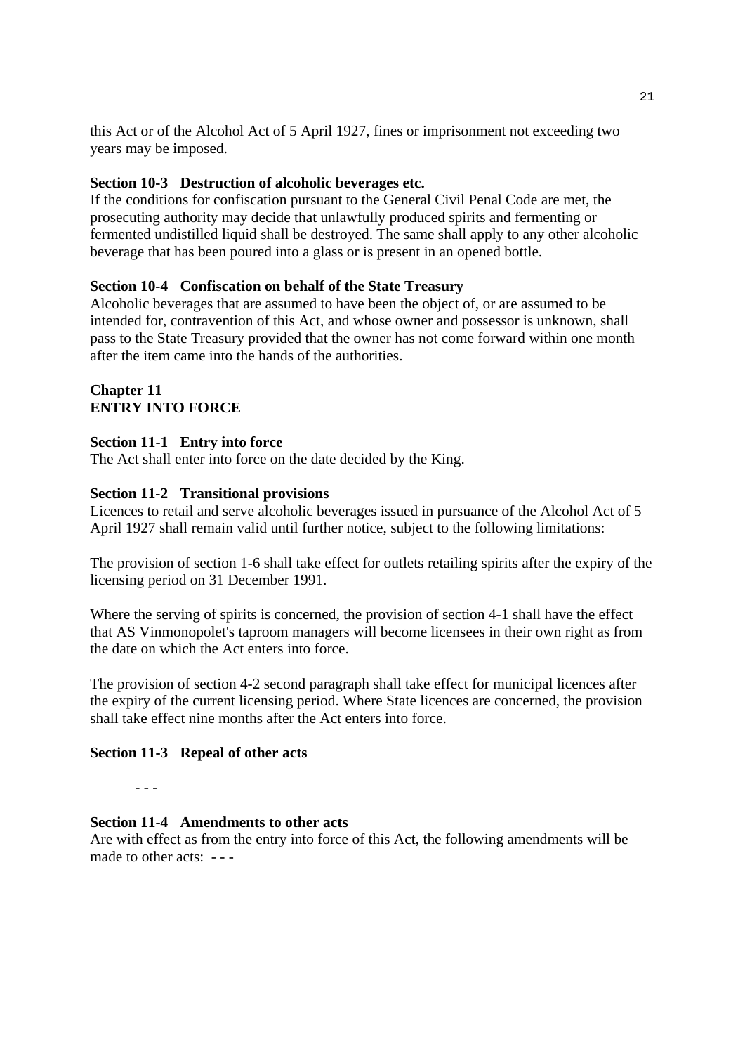this Act or of the Alcohol Act of 5 April 1927, fines or imprisonment not exceeding two years may be imposed.

**Section 10-3 Destruction of alcoholic beverages etc.**
If the conditions for confiscation pursuant to the General Civil Penal Code are met, the prosecuting authority may decide that unlawfully produced spirits and fermenting or fermented undistilled liquid shall be destroyed. The same shall apply to any other alcoholic beverage that has been poured into a glass or is present in an opened bottle.

**Section 10-4 Confiscation on behalf of the State Treasury**
Alcoholic beverages that are assumed to have been the object of, or are assumed to be intended for, contravention of this Act, and whose owner and possessor is unknown, shall pass to the State Treasury provided that the owner has not come forward within one month after the item came into the hands of the authorities.

## Chapter 11
## ENTRY INTO FORCE

**Section 11-1 Entry into force**
The Act shall enter into force on the date decided by the King.

**Section 11-2 Transitional provisions**
Licences to retail and serve alcoholic beverages issued in pursuance of the Alcohol Act of 5 April 1927 shall remain valid until further notice, subject to the following limitations:

The provision of section 1-6 shall take effect for outlets retailing spirits after the expiry of the licensing period on 31 December 1991.

Where the serving of spirits is concerned, the provision of section 4-1 shall have the effect that AS Vinmonopolet's taproom managers will become licensees in their own right as from the date on which the Act enters into force.

The provision of section 4-2 second paragraph shall take effect for municipal licences after the expiry of the current licensing period. Where State licences are concerned, the provision shall take effect nine months after the Act enters into force.

**Section 11-3 Repeal of other acts**

- - -

**Section 11-4 Amendments to other acts**
Are with effect as from the entry into force of this Act, the following amendments will be made to other acts: - - -